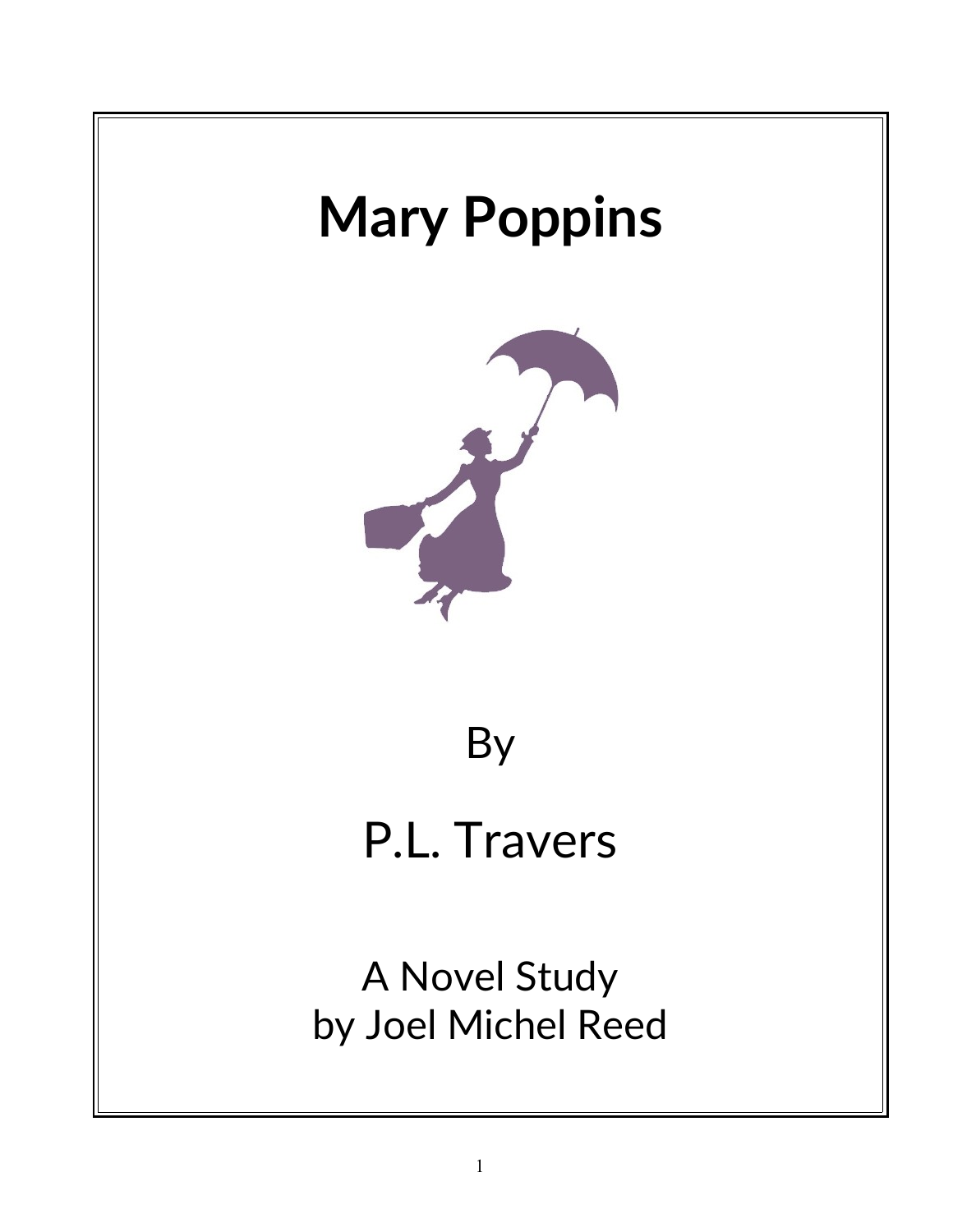# Mary Poppins

By

P.L. Travers

A Novel Study
by Joel Michel Reed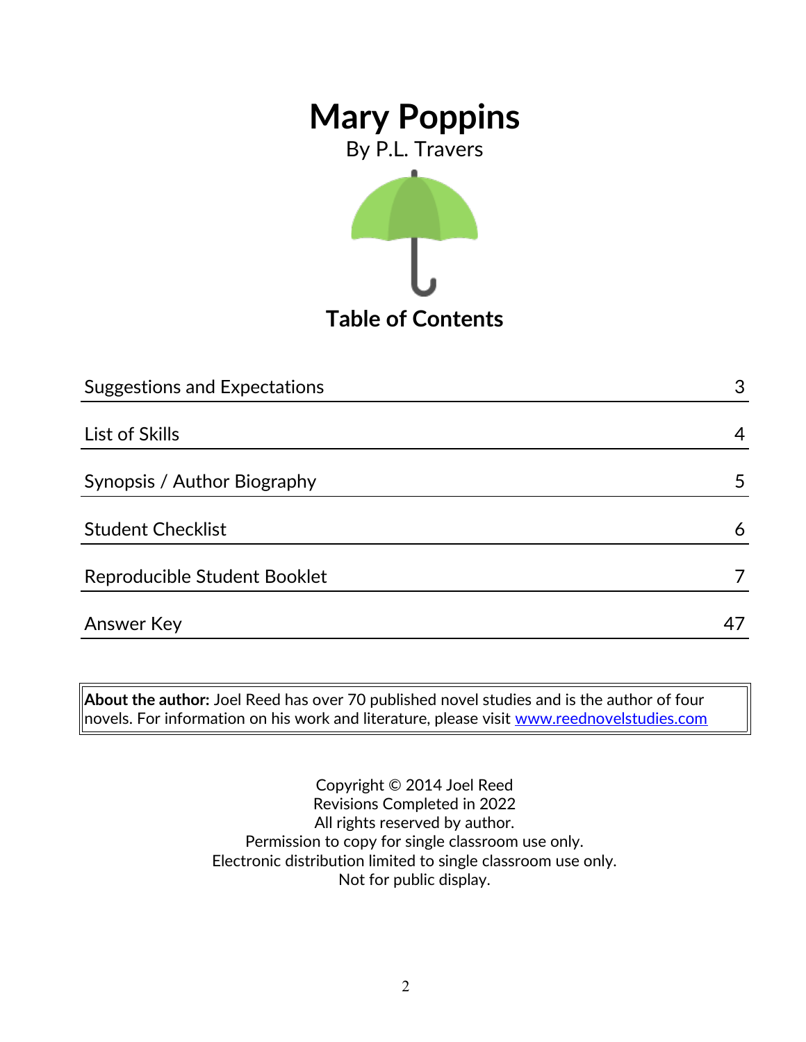# Mary Poppins

By P.L. Travers

## Table of Contents

| | |
|---|---|
| Suggestions and Expectations | 3 |
| List of Skills | 4 |
| Synopsis / Author Biography | 5 |
| Student Checklist | 6 |
| Reproducible Student Booklet | 7 |
| Answer Key | 47 |

**About the author:** Joel Reed has over 70 published novel studies and is the author of four novels. For information on his work and literature, please visit www.reednovelstudies.com

Copyright © 2014 Joel Reed
Revisions Completed in 2022
All rights reserved by author.
Permission to copy for single classroom use only.
Electronic distribution limited to single classroom use only.
Not for public display.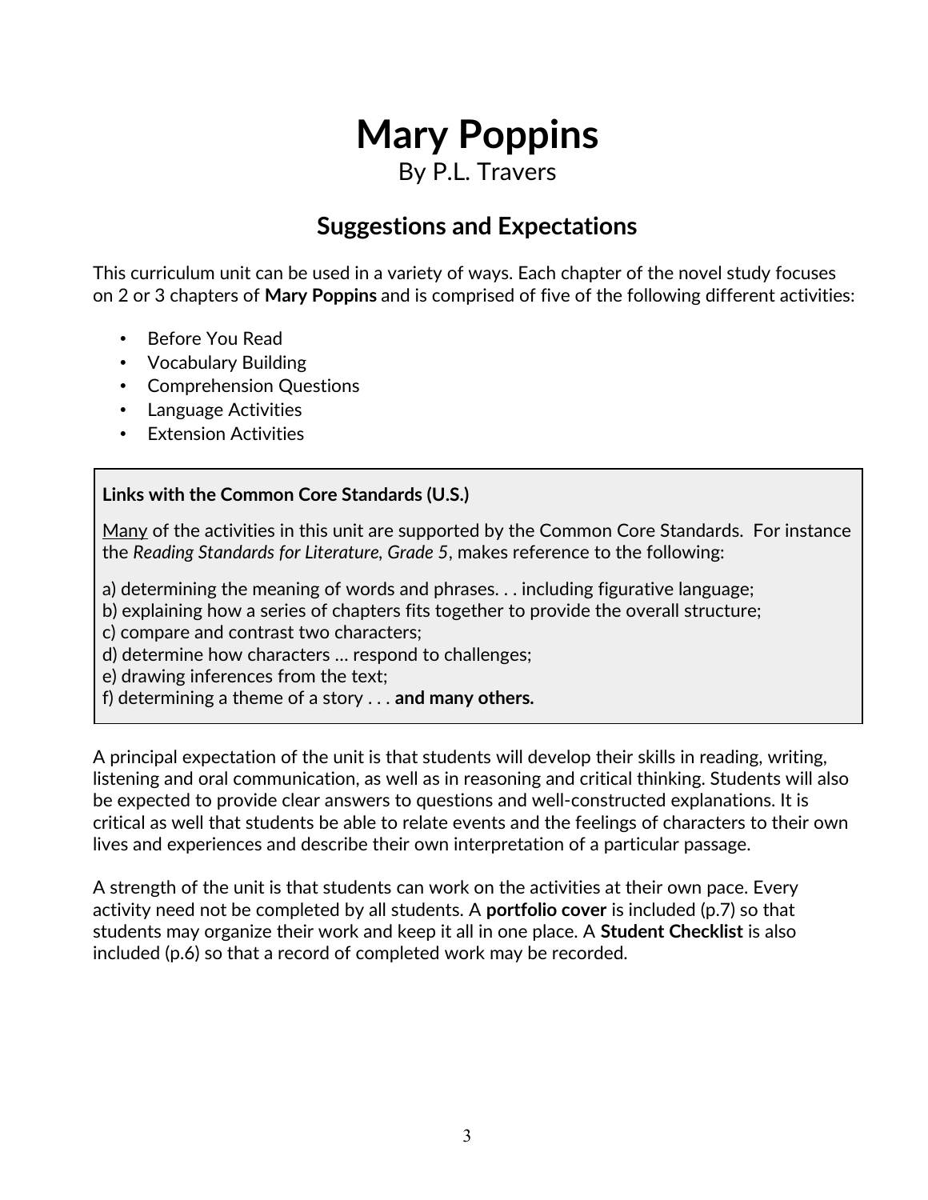# Mary Poppins

By P.L. Travers

## Suggestions and Expectations

This curriculum unit can be used in a variety of ways. Each chapter of the novel study focuses on 2 or 3 chapters of **Mary Poppins** and is comprised of five of the following different activities:

- Before You Read
- Vocabulary Building
- Comprehension Questions
- Language Activities
- Extension Activities

**Links with the Common Core Standards (U.S.)**

<u>Many</u> of the activities in this unit are supported by the Common Core Standards. For instance the *Reading Standards for Literature, Grade 5*, makes reference to the following:

a) determining the meaning of words and phrases. . . including figurative language;
b) explaining how a series of chapters fits together to provide the overall structure;
c) compare and contrast two characters;
d) determine how characters … respond to challenges;
e) drawing inferences from the text;
f) determining a theme of a story . . . **and many others.**

A principal expectation of the unit is that students will develop their skills in reading, writing, listening and oral communication, as well as in reasoning and critical thinking. Students will also be expected to provide clear answers to questions and well-constructed explanations. It is critical as well that students be able to relate events and the feelings of characters to their own lives and experiences and describe their own interpretation of a particular passage.

A strength of the unit is that students can work on the activities at their own pace. Every activity need not be completed by all students. A **portfolio cover** is included (p.7) so that students may organize their work and keep it all in one place. A **Student Checklist** is also included (p.6) so that a record of completed work may be recorded.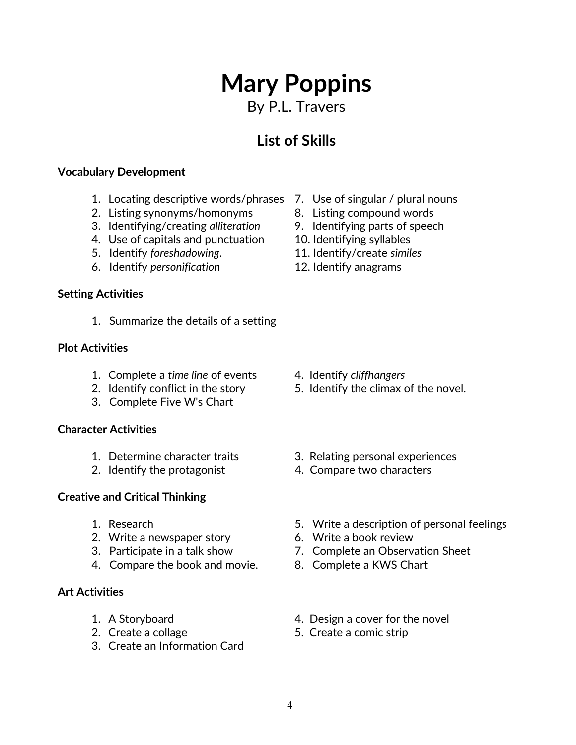# Mary Poppins

By P.L. Travers

## List of Skills

**Vocabulary Development**

1. Locating descriptive words/phrases
2. Listing synonyms/homonyms
3. Identifying/creating *alliteration*
4. Use of capitals and punctuation
5. Identify *foreshadowing*.
6. Identify *personification*
7. Use of singular / plural nouns
8. Listing compound words
9. Identifying parts of speech
10. Identifying syllables
11. Identify/create *similes*
12. Identify anagrams

**Setting Activities**

1. Summarize the details of a setting

**Plot Activities**

1. Complete a *time line* of events
2. Identify conflict in the story
3. Complete Five W's Chart
4. Identify *cliffhangers*
5. Identify the climax of the novel.

**Character Activities**

1. Determine character traits
2. Identify the protagonist
3. Relating personal experiences
4. Compare two characters

**Creative and Critical Thinking**

1. Research
2. Write a newspaper story
3. Participate in a talk show
4. Compare the book and movie.
5. Write a description of personal feelings
6. Write a book review
7. Complete an Observation Sheet
8. Complete a KWS Chart

**Art Activities**

1. A Storyboard
2. Create a collage
3. Create an Information Card
4. Design a cover for the novel
5. Create a comic strip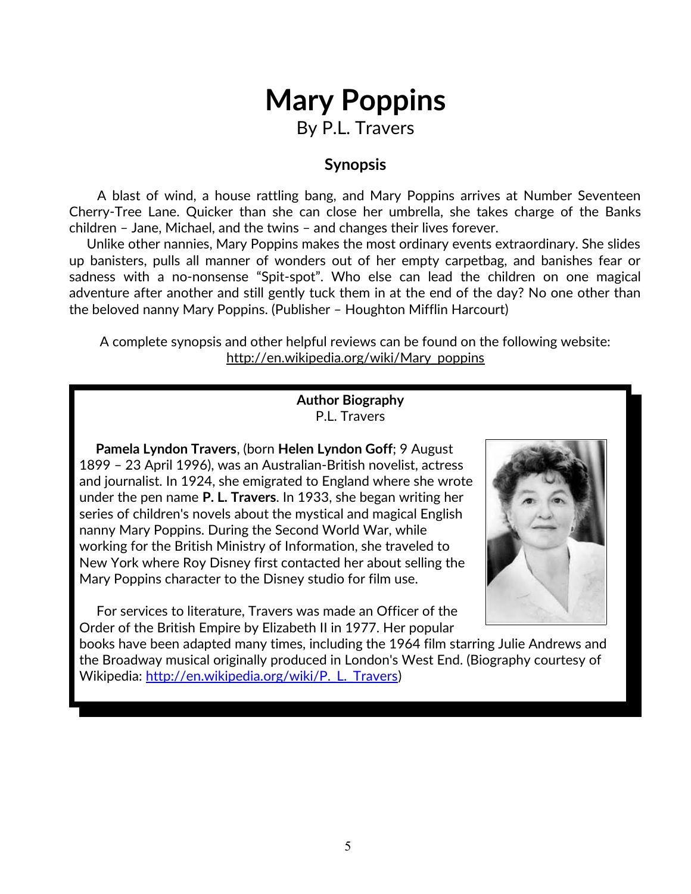# Mary Poppins

By P.L. Travers

## Synopsis

A blast of wind, a house rattling bang, and Mary Poppins arrives at Number Seventeen Cherry-Tree Lane. Quicker than she can close her umbrella, she takes charge of the Banks children – Jane, Michael, and the twins – and changes their lives forever.

Unlike other nannies, Mary Poppins makes the most ordinary events extraordinary. She slides up banisters, pulls all manner of wonders out of her empty carpetbag, and banishes fear or sadness with a no-nonsense "Spit-spot". Who else can lead the children on one magical adventure after another and still gently tuck them in at the end of the day? No one other than the beloved nanny Mary Poppins. (Publisher – Houghton Mifflin Harcourt)

A complete synopsis and other helpful reviews can be found on the following website: http://en.wikipedia.org/wiki/Mary_poppins

**Author Biography**
P.L. Travers

**Pamela Lyndon Travers**, (born **Helen Lyndon Goff**; 9 August 1899 – 23 April 1996), was an Australian-British novelist, actress and journalist. In 1924, she emigrated to England where she wrote under the pen name **P. L. Travers**. In 1933, she began writing her series of children's novels about the mystical and magical English nanny Mary Poppins. During the Second World War, while working for the British Ministry of Information, she traveled to New York where Roy Disney first contacted her about selling the Mary Poppins character to the Disney studio for film use.

For services to literature, Travers was made an Officer of the Order of the British Empire by Elizabeth II in 1977. Her popular books have been adapted many times, including the 1964 film starring Julie Andrews and the Broadway musical originally produced in London's West End. (Biography courtesy of Wikipedia: http://en.wikipedia.org/wiki/P._L._Travers)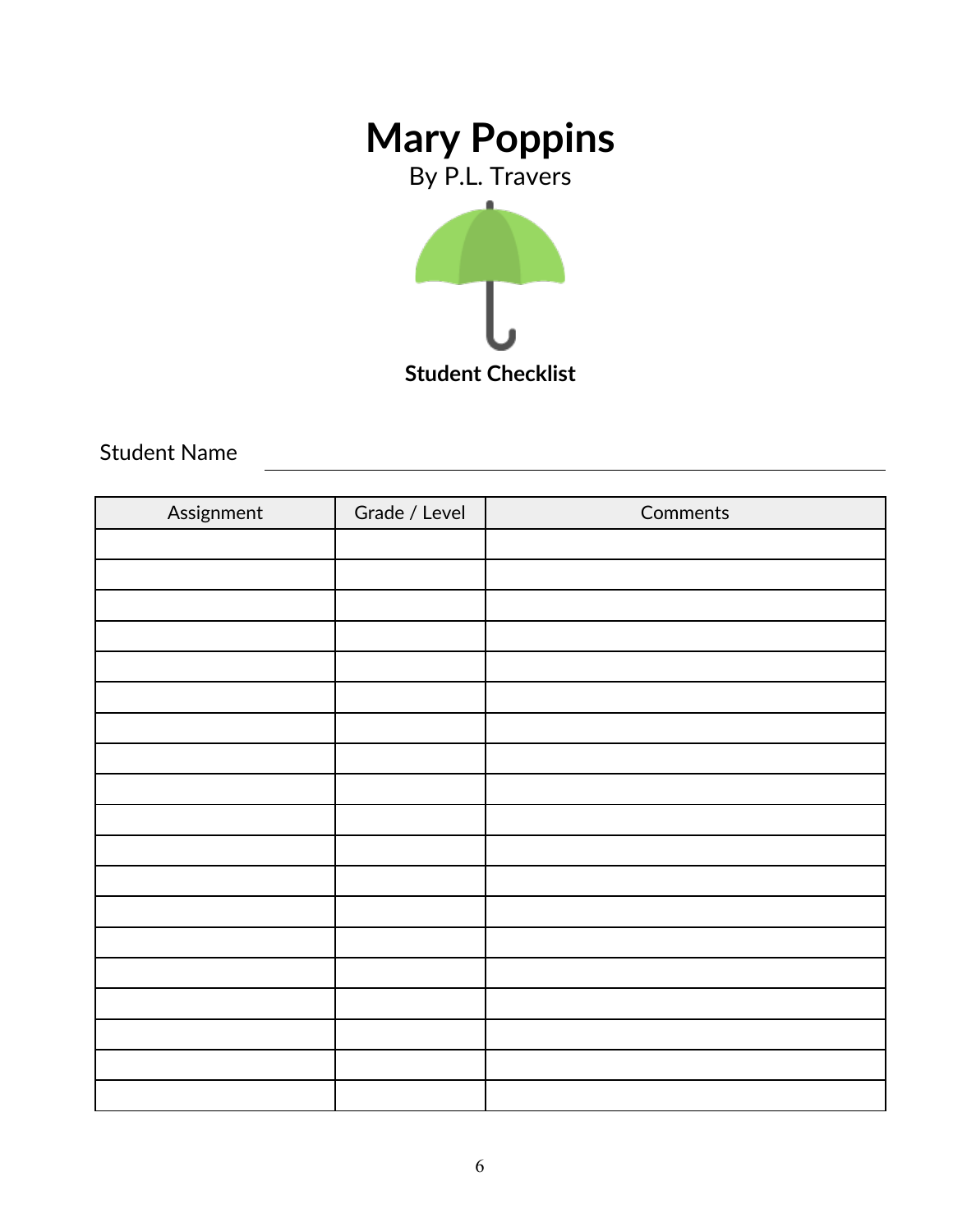# Mary Poppins

By P.L. Travers

**Student Checklist**

Student Name \_\_\_\_\_\_\_\_\_\_\_\_\_\_\_\_\_\_\_\_\_\_\_\_\_\_\_\_\_\_\_\_\_\_\_\_\_\_\_\_

| Assignment | Grade / Level | Comments |
|---|---|---|
| | | |
| | | |
| | | |
| | | |
| | | |
| | | |
| | | |
| | | |
| | | |
| | | |
| | | |
| | | |
| | | |
| | | |
| | | |
| | | |
| | | |
| | | |
| | | |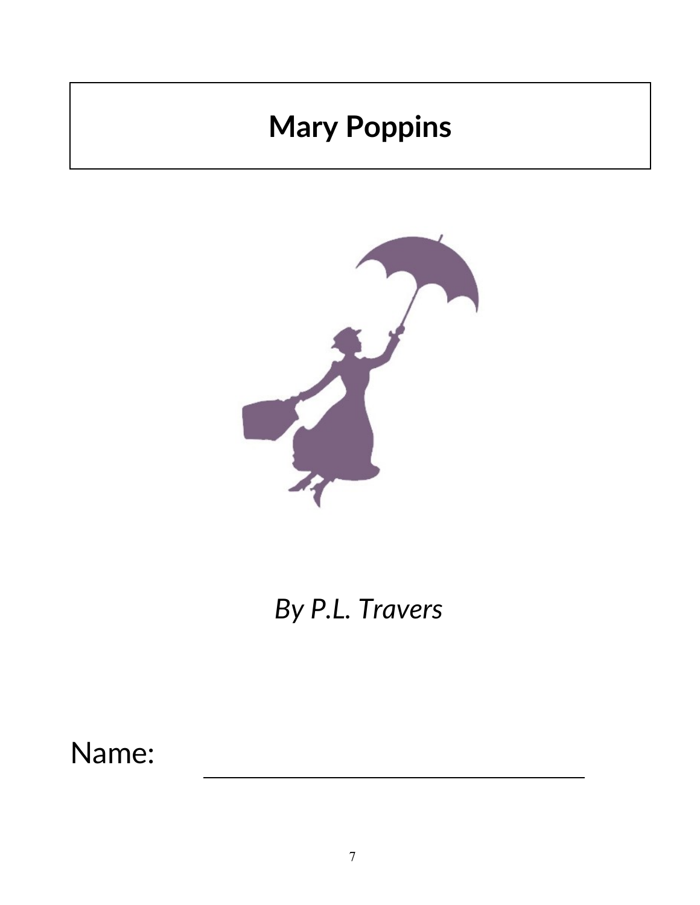# Mary Poppins

*By P.L. Travers*

Name: ______________________________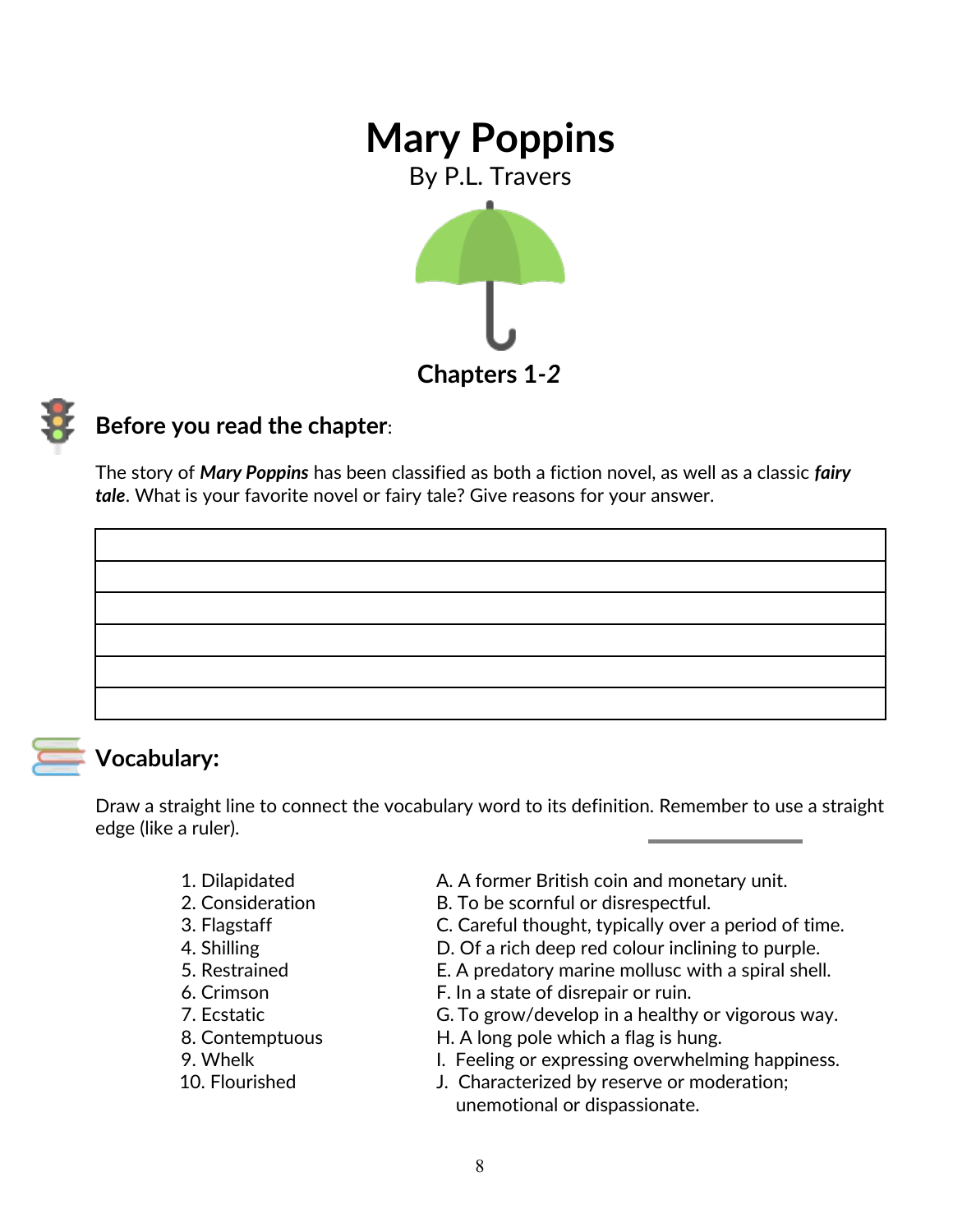# Mary Poppins

By P.L. Travers

## Chapters 1-*2*

### Before you read the chapter:

The story of ***Mary Poppins*** has been classified as both a fiction novel, as well as a classic ***fairy tale***. What is your favorite novel or fairy tale? Give reasons for your answer.

| |
|---|
| |
| |
| |
| |
| |
| |

### Vocabulary:

Draw a straight line to connect the vocabulary word to its definition. Remember to use a straight edge (like a ruler).

| | |
|---|---|
| 1. Dilapidated | A. A former British coin and monetary unit. |
| 2. Consideration | B. To be scornful or disrespectful. |
| 3. Flagstaff | C. Careful thought, typically over a period of time. |
| 4. Shilling | D. Of a rich deep red colour inclining to purple. |
| 5. Restrained | E. A predatory marine mollusc with a spiral shell. |
| 6. Crimson | F. In a state of disrepair or ruin. |
| 7. Ecstatic | G. To grow/develop in a healthy or vigorous way. |
| 8. Contemptuous | H. A long pole which a flag is hung. |
| 9. Whelk | I. Feeling or expressing overwhelming happiness. |
| 10. Flourished | J. Characterized by reserve or moderation; unemotional or dispassionate. |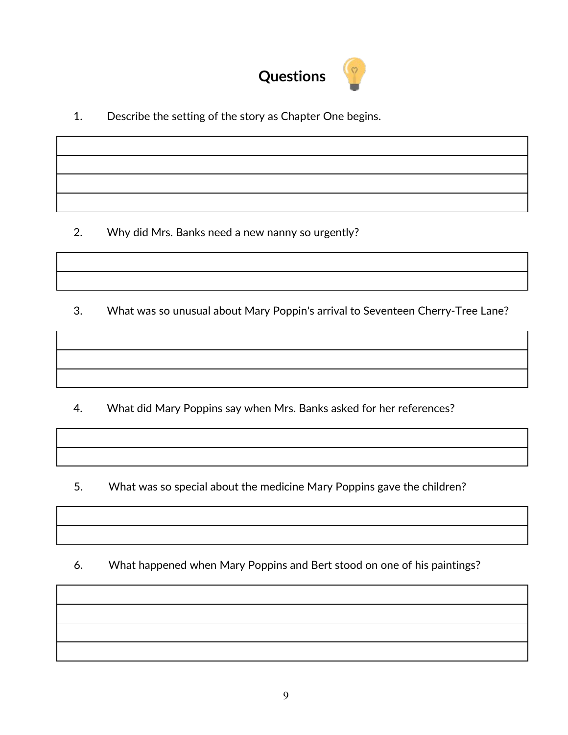## Questions

1. Describe the setting of the story as Chapter One begins.

2. Why did Mrs. Banks need a new nanny so urgently?

3. What was so unusual about Mary Poppin's arrival to Seventeen Cherry-Tree Lane?

4. What did Mary Poppins say when Mrs. Banks asked for her references?

5. What was so special about the medicine Mary Poppins gave the children?

6. What happened when Mary Poppins and Bert stood on one of his paintings?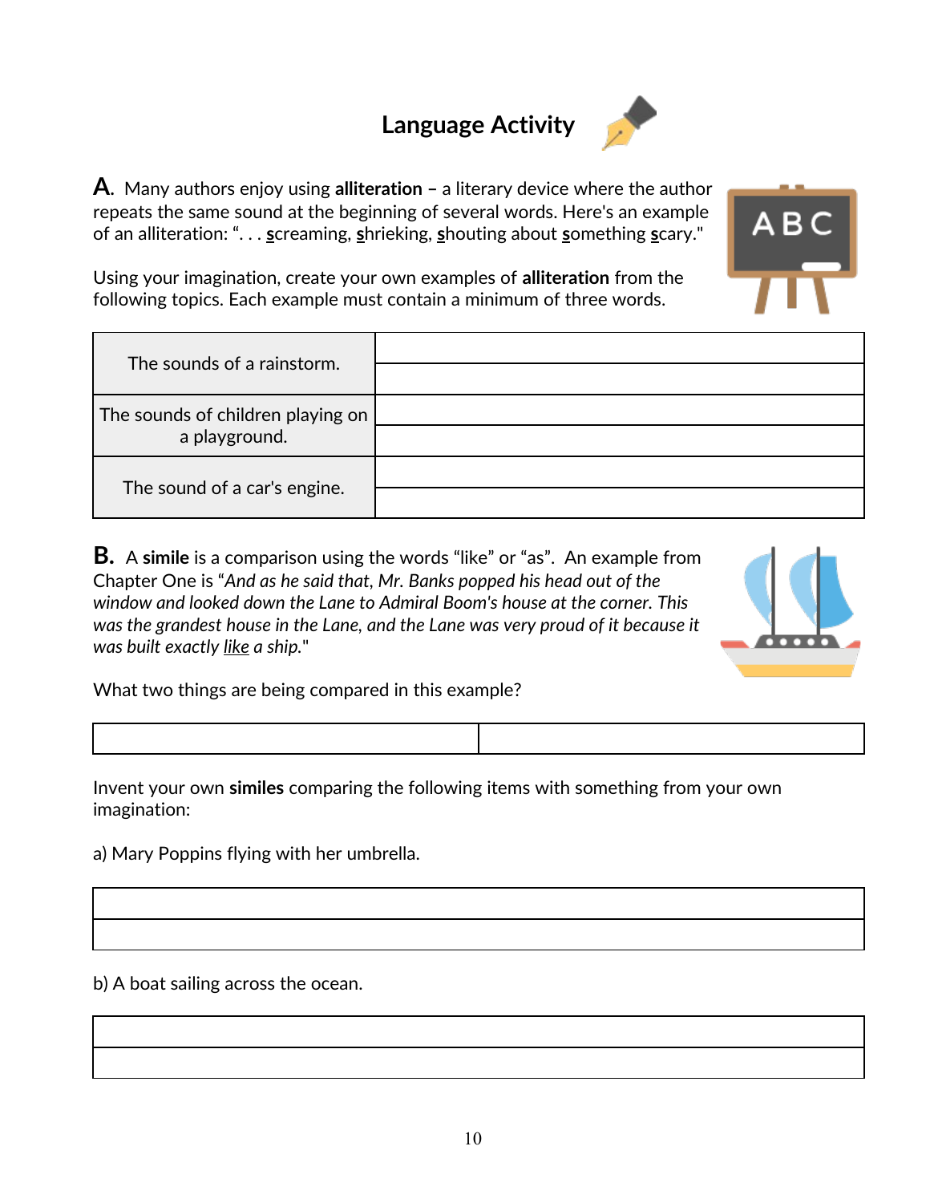# Language Activity

**A.** Many authors enjoy using **alliteration** – a literary device where the author repeats the same sound at the beginning of several words. Here's an example of an alliteration: ". . . screaming, shrieking, shouting about something scary."

Using your imagination, create your own examples of **alliteration** from the following topics. Each example must contain a minimum of three words.

| | |
|---|---|
| The sounds of a rainstorm. | |
| | |
| The sounds of children playing on a playground. | |
| | |
| The sound of a car's engine. | |
| | |

**B.** A **simile** is a comparison using the words "like" or "as". An example from Chapter One is "*And as he said that, Mr. Banks popped his head out of the window and looked down the Lane to Admiral Boom's house at the corner. This was the grandest house in the Lane, and the Lane was very proud of it because it was built exactly like a ship.*"

What two things are being compared in this example?

| | |
|---|---|
| | |

Invent your own **similes** comparing the following items with something from your own imagination:

a) Mary Poppins flying with her umbrella.

| |
|---|
| |
| |

b) A boat sailing across the ocean.

| |
|---|
| |
| |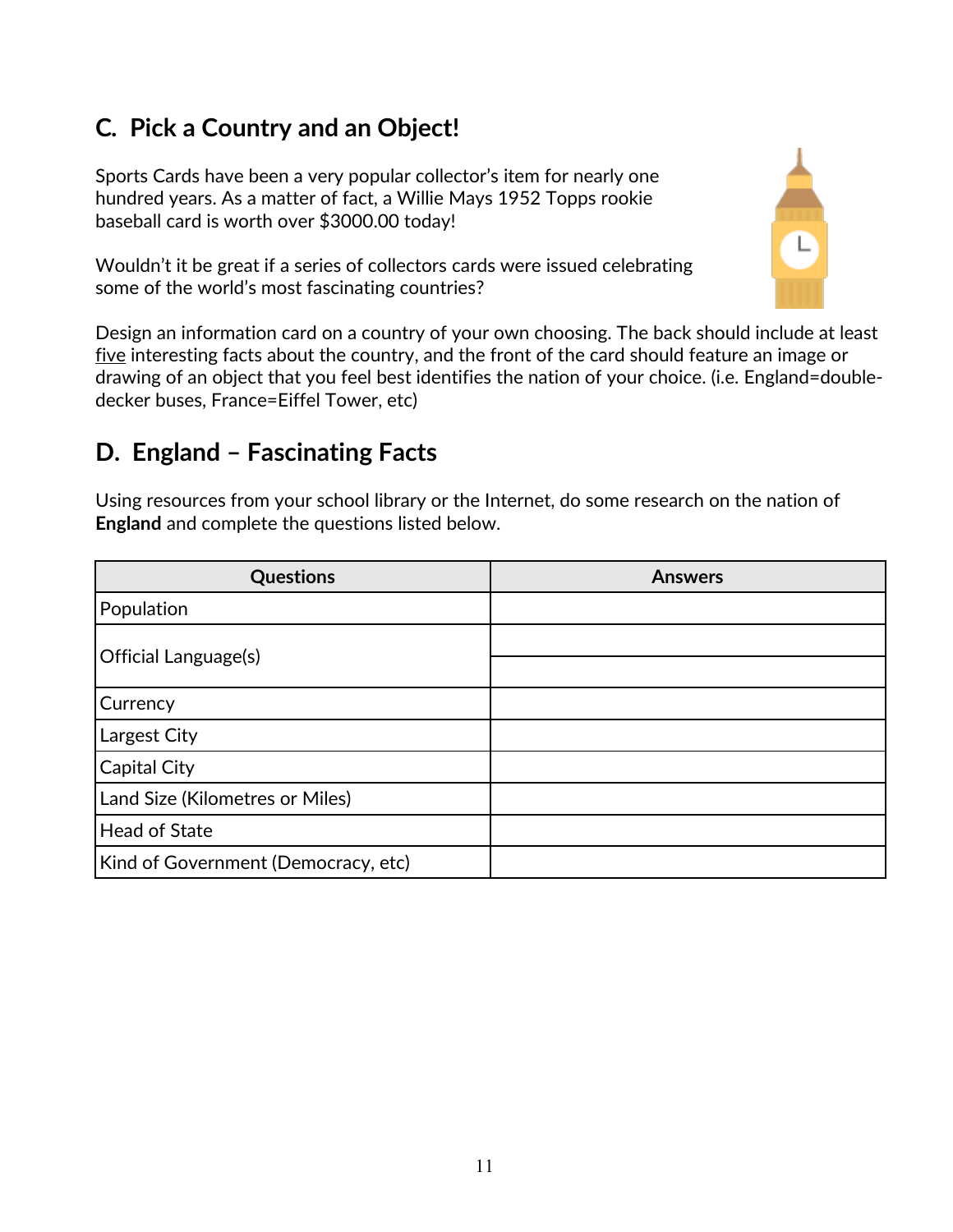## C. Pick a Country and an Object!

Sports Cards have been a very popular collector's item for nearly one hundred years. As a matter of fact, a Willie Mays 1952 Topps rookie baseball card is worth over $3000.00 today!

Wouldn't it be great if a series of collectors cards were issued celebrating some of the world's most fascinating countries?

Design an information card on a country of your own choosing. The back should include at least five interesting facts about the country, and the front of the card should feature an image or drawing of an object that you feel best identifies the nation of your choice. (i.e. England=double-decker buses, France=Eiffel Tower, etc)

## D. England – Fascinating Facts

Using resources from your school library or the Internet, do some research on the nation of **England** and complete the questions listed below.

| Questions | Answers |
|---|---|
| Population | |
| Official Language(s) | |
| | |
| Currency | |
| Largest City | |
| Capital City | |
| Land Size (Kilometres or Miles) | |
| Head of State | |
| Kind of Government (Democracy, etc) | |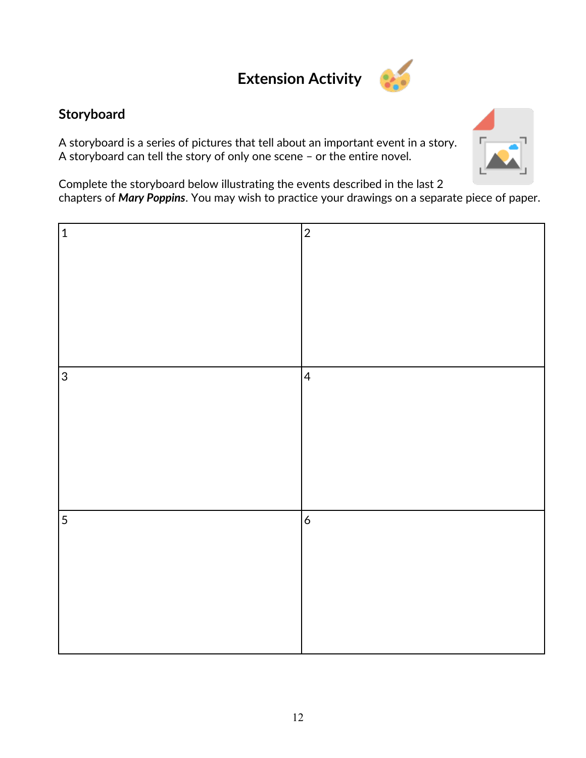# Extension Activity

## Storyboard

A storyboard is a series of pictures that tell about an important event in a story. A storyboard can tell the story of only one scene – or the entire novel.

Complete the storyboard below illustrating the events described in the last 2 chapters of ***Mary Poppins***. You may wish to practice your drawings on a separate piece of paper.

| | |
|---|---|
| 1 | 2 |
| 3 | 4 |
| 5 | 6 |